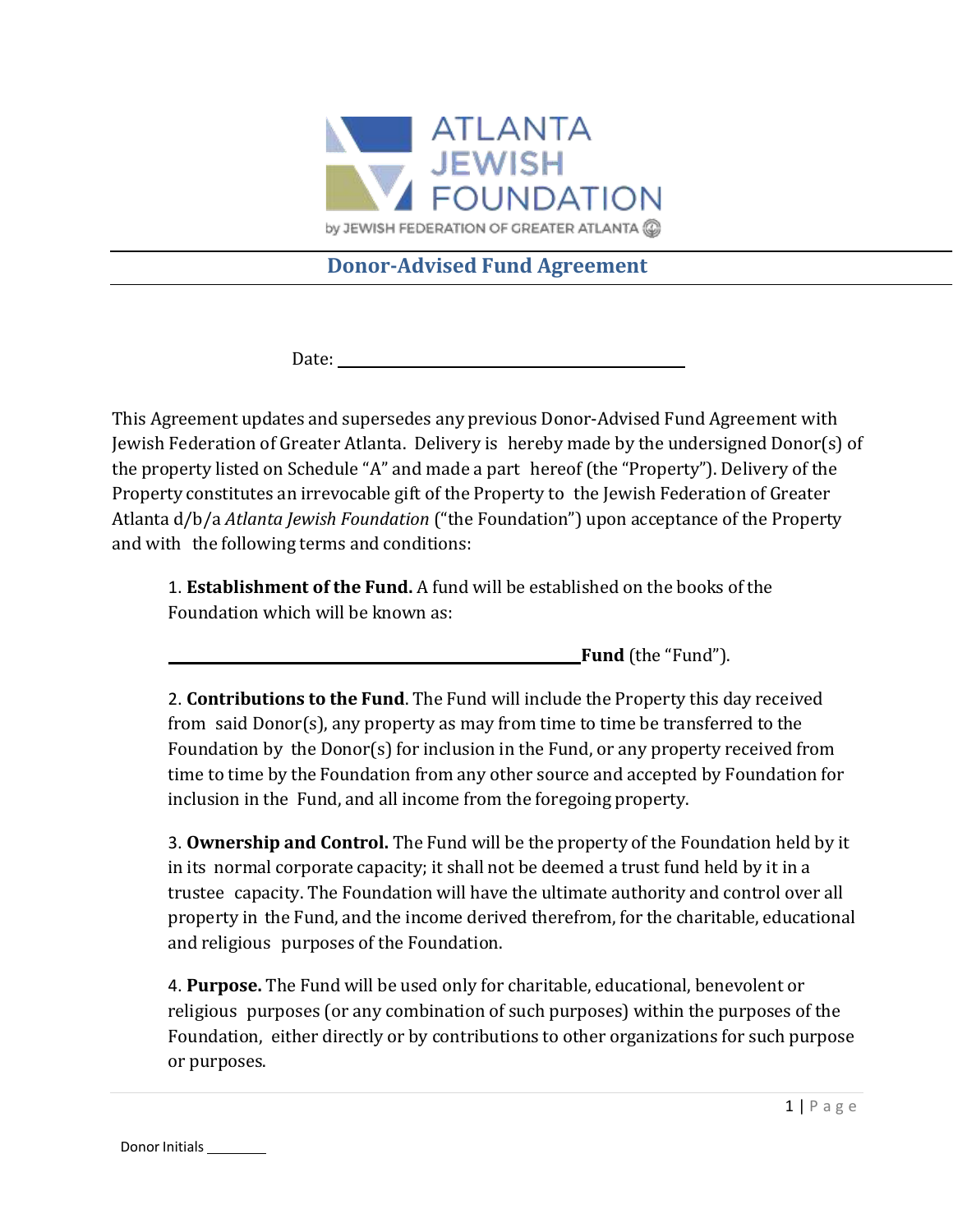ATLANTA JEWISH FOUNDATION

by JEWISH FEDERATION OF GREATER ATLANTA

# Donor-Advised Fund Agreement

Date: ______________________________

This Agreement updates and supersedes any previous Donor-Advised Fund Agreement with Jewish Federation of Greater Atlanta. Delivery is hereby made by the undersigned Donor(s) of the property listed on Schedule "A" and made a part hereof (the "Property"). Delivery of the Property constitutes an irrevocable gift of the Property to the Jewish Federation of Greater Atlanta d/b/a *Atlanta Jewish Foundation* ("the Foundation") upon acceptance of the Property and with the following terms and conditions:

1. **Establishment of the Fund.** A fund will be established on the books of the Foundation which will be known as:

   ____________________________________**Fund** (the "Fund").

2. **Contributions to the Fund**. The Fund will include the Property this day received from said Donor(s), any property as may from time to time be transferred to the Foundation by the Donor(s) for inclusion in the Fund, or any property received from time to time by the Foundation from any other source and accepted by Foundation for inclusion in the Fund, and all income from the foregoing property.

3. **Ownership and Control.** The Fund will be the property of the Foundation held by it in its normal corporate capacity; it shall not be deemed a trust fund held by it in a trustee capacity. The Foundation will have the ultimate authority and control over all property in the Fund, and the income derived therefrom, for the charitable, educational and religious purposes of the Foundation.

4. **Purpose.** The Fund will be used only for charitable, educational, benevolent or religious purposes (or any combination of such purposes) within the purposes of the Foundation, either directly or by contributions to other organizations for such purpose or purposes.

Donor Initials ________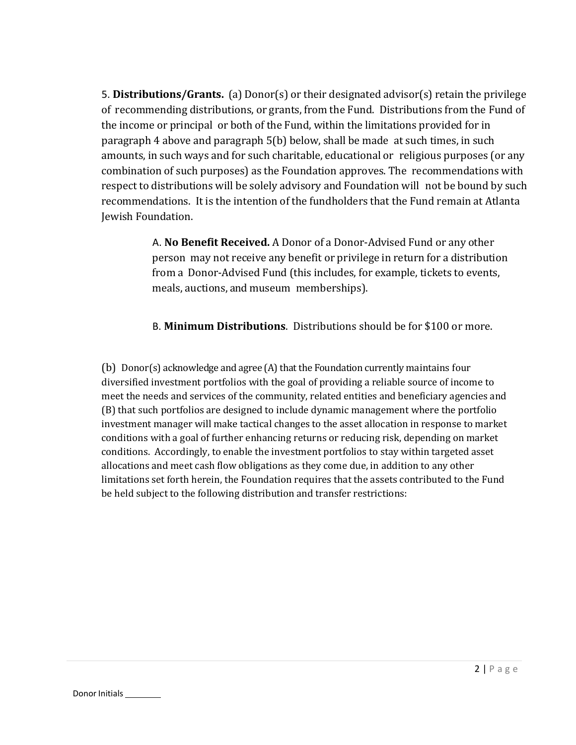5. **Distributions/Grants.** (a) Donor(s) or their designated advisor(s) retain the privilege of recommending distributions, or grants, from the Fund. Distributions from the Fund of the income or principal or both of the Fund, within the limitations provided for in paragraph 4 above and paragraph 5(b) below, shall be made at such times, in such amounts, in such ways and for such charitable, educational or religious purposes (or any combination of such purposes) as the Foundation approves. The recommendations with respect to distributions will be solely advisory and Foundation will not be bound by such recommendations. It is the intention of the fundholders that the Fund remain at Atlanta Jewish Foundation.

> A. **No Benefit Received.** A Donor of a Donor-Advised Fund or any other person may not receive any benefit or privilege in return for a distribution from a Donor-Advised Fund (this includes, for example, tickets to events, meals, auctions, and museum memberships).
>
> B. **Minimum Distributions**. Distributions should be for $100 or more.

(b) Donor(s) acknowledge and agree (A) that the Foundation currently maintains four diversified investment portfolios with the goal of providing a reliable source of income to meet the needs and services of the community, related entities and beneficiary agencies and (B) that such portfolios are designed to include dynamic management where the portfolio investment manager will make tactical changes to the asset allocation in response to market conditions with a goal of further enhancing returns or reducing risk, depending on market conditions. Accordingly, to enable the investment portfolios to stay within targeted asset allocations and meet cash flow obligations as they come due, in addition to any other limitations set forth herein, the Foundation requires that the assets contributed to the Fund be held subject to the following distribution and transfer restrictions:

Donor Initials ________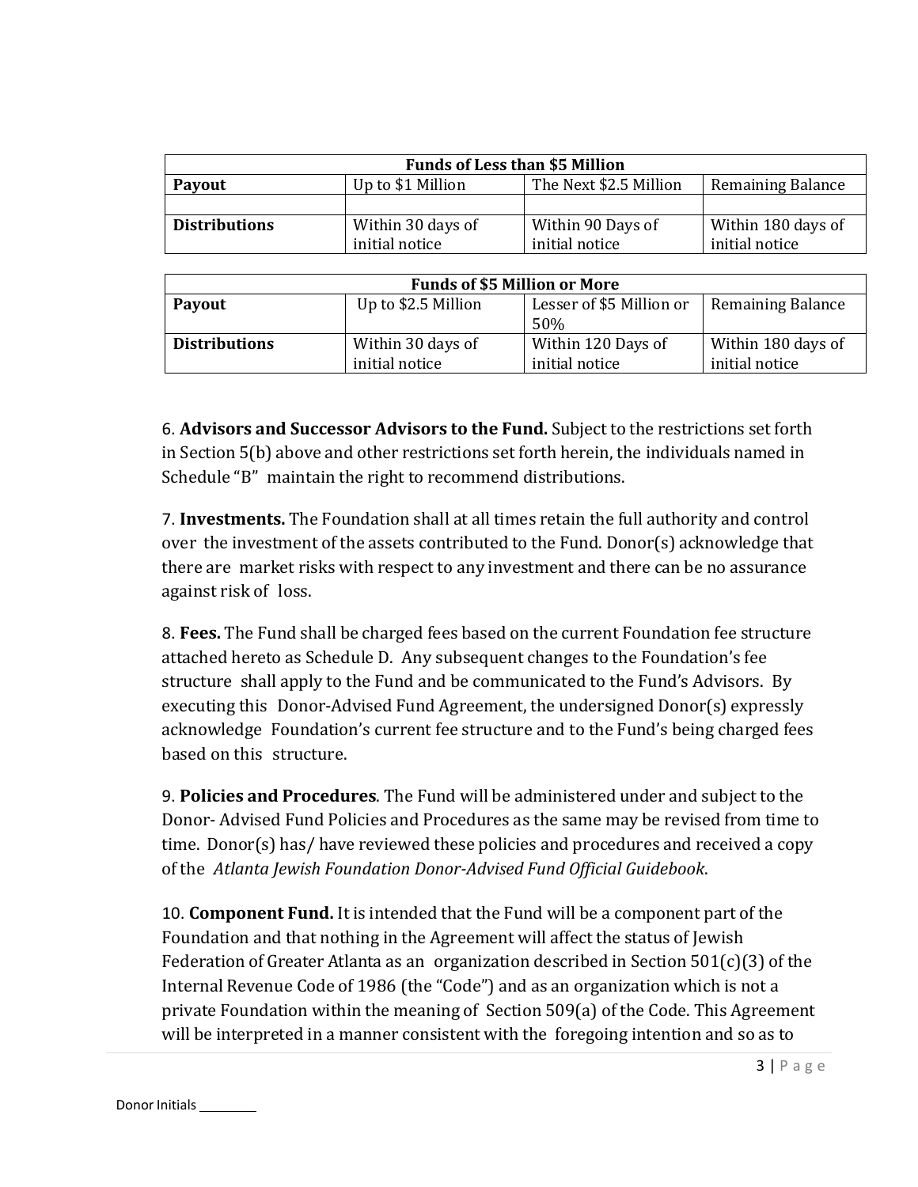| Funds of Less than $5 Million | | | |
|---|---|---|---|
| **Payout** | Up to $1 Million | The Next $2.5 Million | Remaining Balance |
| | | | |
| **Distributions** | Within 30 days of initial notice | Within 90 Days of initial notice | Within 180 days of initial notice |

| Funds of $5 Million or More | | | |
|---|---|---|---|
| **Payout** | Up to $2.5 Million | Lesser of $5 Million or 50% | Remaining Balance |
| **Distributions** | Within 30 days of initial notice | Within 120 Days of initial notice | Within 180 days of initial notice |

6. **Advisors and Successor Advisors to the Fund.** Subject to the restrictions set forth in Section 5(b) above and other restrictions set forth herein, the individuals named in Schedule "B" maintain the right to recommend distributions.

7. **Investments.** The Foundation shall at all times retain the full authority and control over the investment of the assets contributed to the Fund. Donor(s) acknowledge that there are market risks with respect to any investment and there can be no assurance against risk of loss.

8. **Fees.** The Fund shall be charged fees based on the current Foundation fee structure attached hereto as Schedule D. Any subsequent changes to the Foundation's fee structure shall apply to the Fund and be communicated to the Fund's Advisors. By executing this Donor-Advised Fund Agreement, the undersigned Donor(s) expressly acknowledge Foundation's current fee structure and to the Fund's being charged fees based on this structure.

9. **Policies and Procedures**. The Fund will be administered under and subject to the Donor- Advised Fund Policies and Procedures as the same may be revised from time to time. Donor(s) has/ have reviewed these policies and procedures and received a copy of the *Atlanta Jewish Foundation Donor-Advised Fund Official Guidebook*.

10. **Component Fund.** It is intended that the Fund will be a component part of the Foundation and that nothing in the Agreement will affect the status of Jewish Federation of Greater Atlanta as an organization described in Section 501(c)(3) of the Internal Revenue Code of 1986 (the "Code") and as an organization which is not a private Foundation within the meaning of Section 509(a) of the Code. This Agreement will be interpreted in a manner consistent with the foregoing intention and so as to

Donor Initials ________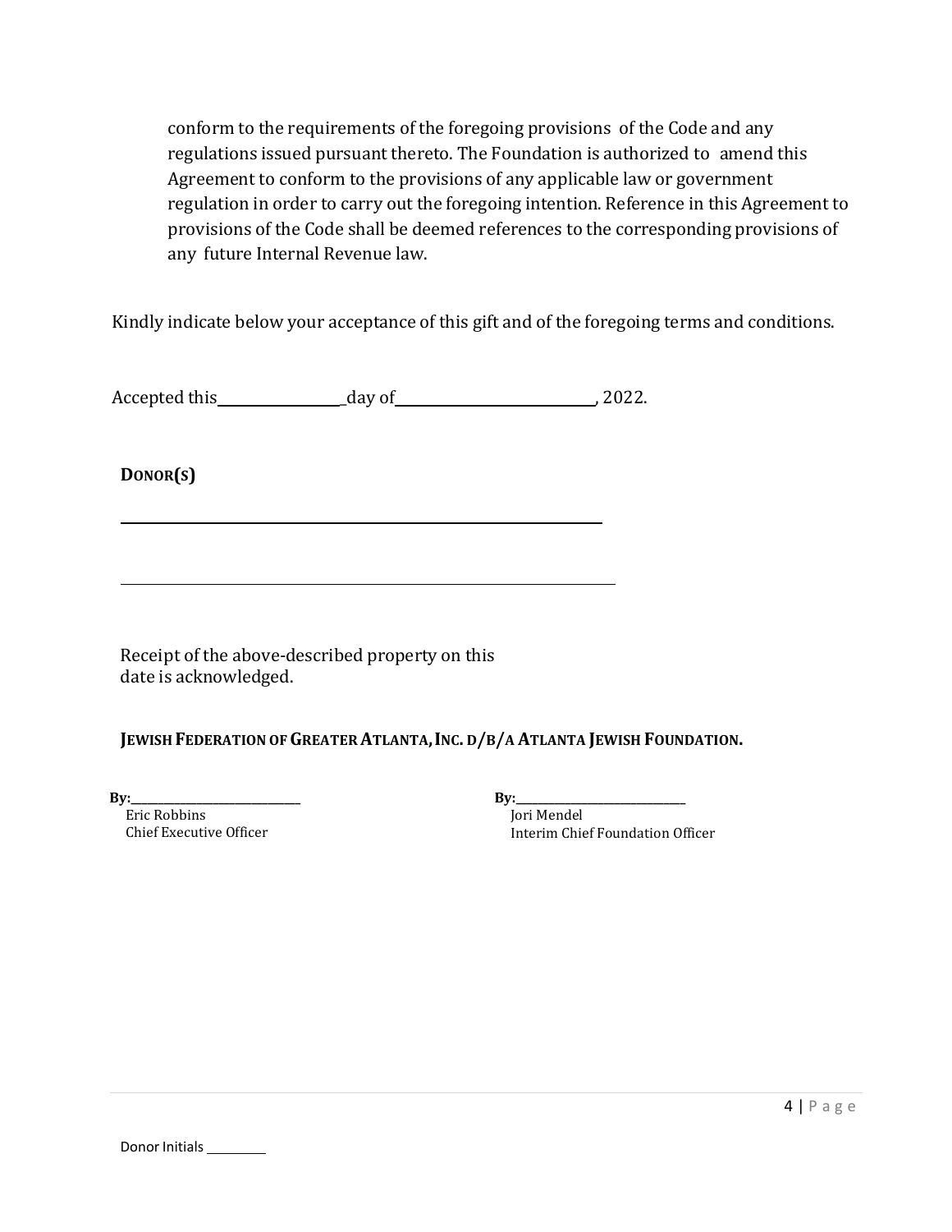conform to the requirements of the foregoing provisions of the Code and any regulations issued pursuant thereto. The Foundation is authorized to amend this Agreement to conform to the provisions of any applicable law or government regulation in order to carry out the foregoing intention. Reference in this Agreement to provisions of the Code shall be deemed references to the corresponding provisions of any future Internal Revenue law.

Kindly indicate below your acceptance of this gift and of the foregoing terms and conditions.

Accepted this_________________day of____________________________, 2022.

**DONOR(S)**

_____________________________________________

_____________________________________________

Receipt of the above-described property on this date is acknowledged.

**JEWISH FEDERATION OF GREATER ATLANTA, INC. D/B/A ATLANTA JEWISH FOUNDATION.**

**By:**_____________________________
Eric Robbins
Chief Executive Officer

**By:**_____________________________
Jori Mendel
Interim Chief Foundation Officer

Donor Initials _________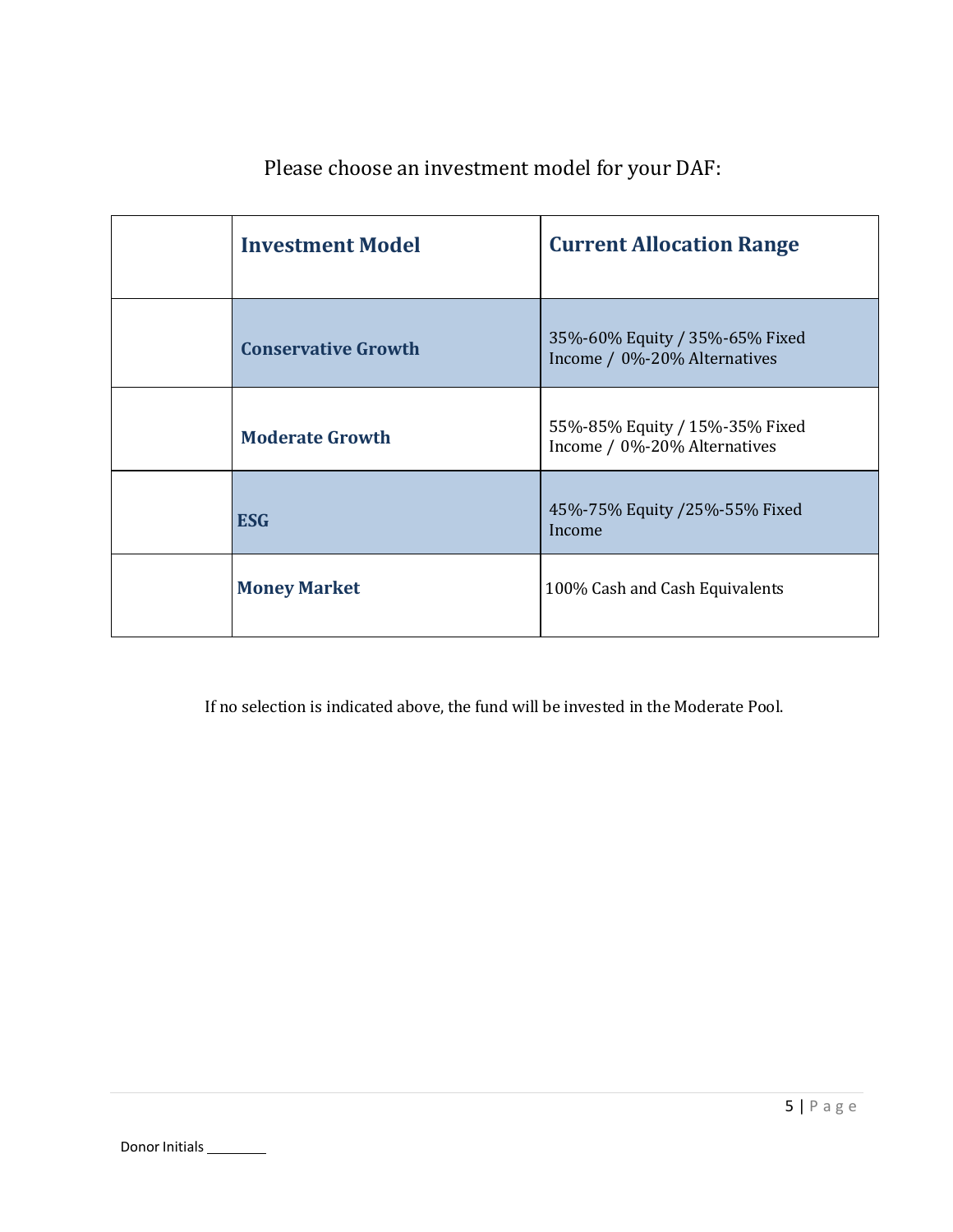Please choose an investment model for your DAF:

| | **Investment Model** | **Current Allocation Range** |
|---|---|---|
| | **Conservative Growth** | 35%-60% Equity / 35%-65% Fixed Income / 0%-20% Alternatives |
| | **Moderate Growth** | 55%-85% Equity / 15%-35% Fixed Income / 0%-20% Alternatives |
| | **ESG** | 45%-75% Equity /25%-55% Fixed Income |
| | **Money Market** | 100% Cash and Cash Equivalents |

If no selection is indicated above, the fund will be invested in the Moderate Pool.

Donor Initials ________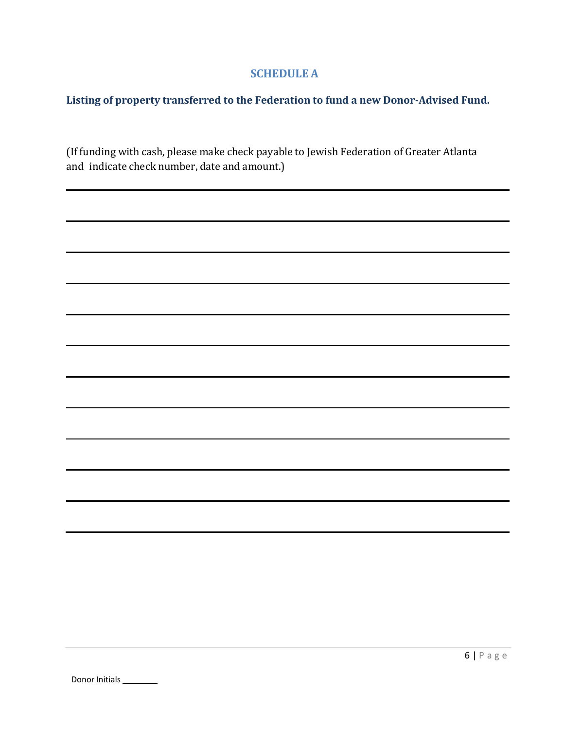## SCHEDULE A

**Listing of property transferred to the Federation to fund a new Donor-Advised Fund.**

(If funding with cash, please make check payable to Jewish Federation of Greater Atlanta and indicate check number, date and amount.)

\_\_\_\_\_\_\_\_\_\_\_\_\_\_\_\_\_\_\_\_\_\_\_\_\_\_\_\_\_\_\_\_\_\_\_\_\_\_\_\_\_\_\_\_\_\_\_\_\_\_\_\_\_\_\_\_\_\_\_\_\_\_\_\_\_\_\_\_\_\_\_\_

\_\_\_\_\_\_\_\_\_\_\_\_\_\_\_\_\_\_\_\_\_\_\_\_\_\_\_\_\_\_\_\_\_\_\_\_\_\_\_\_\_\_\_\_\_\_\_\_\_\_\_\_\_\_\_\_\_\_\_\_\_\_\_\_\_\_\_\_\_\_\_\_

\_\_\_\_\_\_\_\_\_\_\_\_\_\_\_\_\_\_\_\_\_\_\_\_\_\_\_\_\_\_\_\_\_\_\_\_\_\_\_\_\_\_\_\_\_\_\_\_\_\_\_\_\_\_\_\_\_\_\_\_\_\_\_\_\_\_\_\_\_\_\_\_

\_\_\_\_\_\_\_\_\_\_\_\_\_\_\_\_\_\_\_\_\_\_\_\_\_\_\_\_\_\_\_\_\_\_\_\_\_\_\_\_\_\_\_\_\_\_\_\_\_\_\_\_\_\_\_\_\_\_\_\_\_\_\_\_\_\_\_\_\_\_\_\_

\_\_\_\_\_\_\_\_\_\_\_\_\_\_\_\_\_\_\_\_\_\_\_\_\_\_\_\_\_\_\_\_\_\_\_\_\_\_\_\_\_\_\_\_\_\_\_\_\_\_\_\_\_\_\_\_\_\_\_\_\_\_\_\_\_\_\_\_\_\_\_\_

\_\_\_\_\_\_\_\_\_\_\_\_\_\_\_\_\_\_\_\_\_\_\_\_\_\_\_\_\_\_\_\_\_\_\_\_\_\_\_\_\_\_\_\_\_\_\_\_\_\_\_\_\_\_\_\_\_\_\_\_\_\_\_\_\_\_\_\_\_\_\_\_

\_\_\_\_\_\_\_\_\_\_\_\_\_\_\_\_\_\_\_\_\_\_\_\_\_\_\_\_\_\_\_\_\_\_\_\_\_\_\_\_\_\_\_\_\_\_\_\_\_\_\_\_\_\_\_\_\_\_\_\_\_\_\_\_\_\_\_\_\_\_\_\_

\_\_\_\_\_\_\_\_\_\_\_\_\_\_\_\_\_\_\_\_\_\_\_\_\_\_\_\_\_\_\_\_\_\_\_\_\_\_\_\_\_\_\_\_\_\_\_\_\_\_\_\_\_\_\_\_\_\_\_\_\_\_\_\_\_\_\_\_\_\_\_\_

\_\_\_\_\_\_\_\_\_\_\_\_\_\_\_\_\_\_\_\_\_\_\_\_\_\_\_\_\_\_\_\_\_\_\_\_\_\_\_\_\_\_\_\_\_\_\_\_\_\_\_\_\_\_\_\_\_\_\_\_\_\_\_\_\_\_\_\_\_\_\_\_

\_\_\_\_\_\_\_\_\_\_\_\_\_\_\_\_\_\_\_\_\_\_\_\_\_\_\_\_\_\_\_\_\_\_\_\_\_\_\_\_\_\_\_\_\_\_\_\_\_\_\_\_\_\_\_\_\_\_\_\_\_\_\_\_\_\_\_\_\_\_\_\_

\_\_\_\_\_\_\_\_\_\_\_\_\_\_\_\_\_\_\_\_\_\_\_\_\_\_\_\_\_\_\_\_\_\_\_\_\_\_\_\_\_\_\_\_\_\_\_\_\_\_\_\_\_\_\_\_\_\_\_\_\_\_\_\_\_\_\_\_\_\_\_\_

\_\_\_\_\_\_\_\_\_\_\_\_\_\_\_\_\_\_\_\_\_\_\_\_\_\_\_\_\_\_\_\_\_\_\_\_\_\_\_\_\_\_\_\_\_\_\_\_\_\_\_\_\_\_\_\_\_\_\_\_\_\_\_\_\_\_\_\_\_\_\_\_

Donor Initials \_\_\_\_\_\_\_\_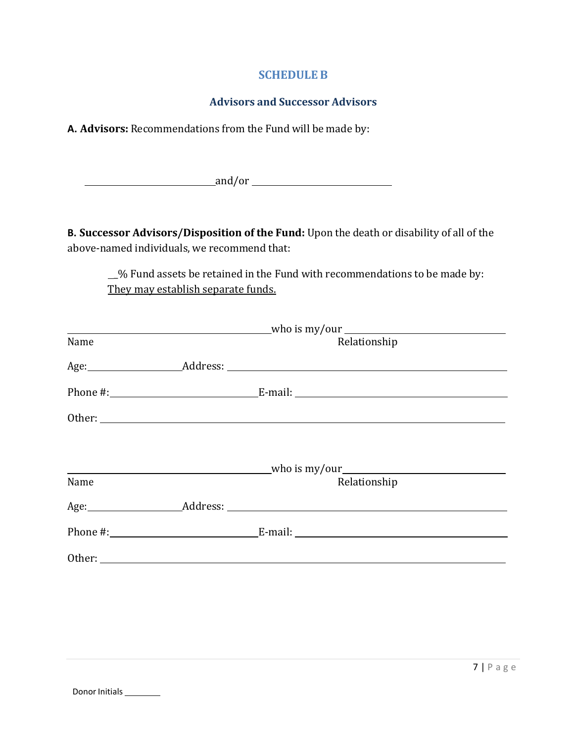## SCHEDULE B

### Advisors and Successor Advisors

**A. Advisors:** Recommendations from the Fund will be made by:

\_\_\_\_\_\_\_\_\_\_\_\_\_\_\_\_\_\_\_\_\_\_\_\_\_\_\_\_ and/or \_\_\_\_\_\_\_\_\_\_\_\_\_\_\_\_\_\_\_\_\_\_\_\_\_\_\_\_

**B. Successor Advisors/Disposition of the Fund:** Upon the death or disability of all of the above-named individuals, we recommend that:

\_\_% Fund assets be retained in the Fund with recommendations to be made by: <u>They may establish separate funds.</u>

\_\_\_\_\_\_\_\_\_\_\_\_\_\_\_\_\_\_\_\_\_\_\_\_\_\_\_\_\_\_\_\_\_\_\_\_\_\_\_\_ who is my/our \_\_\_\_\_\_\_\_\_\_\_\_\_\_\_\_\_\_\_\_\_\_\_\_\_\_\_\_\_\_\_\_
Name Relationship

Age: \_\_\_\_\_\_\_\_\_\_\_\_\_\_\_\_\_\_ Address: \_\_\_\_\_\_\_\_\_\_\_\_\_\_\_\_\_\_\_\_\_\_\_\_\_\_\_\_\_\_\_\_\_\_\_\_\_\_\_\_\_\_\_\_\_\_\_\_\_\_\_\_\_\_\_\_

Phone #: \_\_\_\_\_\_\_\_\_\_\_\_\_\_\_\_\_\_\_\_\_\_\_\_\_\_\_\_\_\_ E-mail: \_\_\_\_\_\_\_\_\_\_\_\_\_\_\_\_\_\_\_\_\_\_\_\_\_\_\_\_\_\_\_\_\_\_\_\_\_\_\_\_\_\_

Other: \_\_\_\_\_\_\_\_\_\_\_\_\_\_\_\_\_\_\_\_\_\_\_\_\_\_\_\_\_\_\_\_\_\_\_\_\_\_\_\_\_\_\_\_\_\_\_\_\_\_\_\_\_\_\_\_\_\_\_\_\_\_\_\_\_\_\_\_\_\_\_\_\_\_\_\_\_\_

\_\_\_\_\_\_\_\_\_\_\_\_\_\_\_\_\_\_\_\_\_\_\_\_\_\_\_\_\_\_\_\_\_\_\_\_\_\_\_\_ who is my/our \_\_\_\_\_\_\_\_\_\_\_\_\_\_\_\_\_\_\_\_\_\_\_\_\_\_\_\_\_\_\_\_
Name Relationship

Age: \_\_\_\_\_\_\_\_\_\_\_\_\_\_\_\_\_\_ Address: \_\_\_\_\_\_\_\_\_\_\_\_\_\_\_\_\_\_\_\_\_\_\_\_\_\_\_\_\_\_\_\_\_\_\_\_\_\_\_\_\_\_\_\_\_\_\_\_\_\_\_\_\_\_\_\_

Phone #: \_\_\_\_\_\_\_\_\_\_\_\_\_\_\_\_\_\_\_\_\_\_\_\_\_\_\_\_\_\_ E-mail: \_\_\_\_\_\_\_\_\_\_\_\_\_\_\_\_\_\_\_\_\_\_\_\_\_\_\_\_\_\_\_\_\_\_\_\_\_\_\_\_\_\_

Other: \_\_\_\_\_\_\_\_\_\_\_\_\_\_\_\_\_\_\_\_\_\_\_\_\_\_\_\_\_\_\_\_\_\_\_\_\_\_\_\_\_\_\_\_\_\_\_\_\_\_\_\_\_\_\_\_\_\_\_\_\_\_\_\_\_\_\_\_\_\_\_\_\_\_\_\_\_\_

Donor Initials \_\_\_\_\_\_\_\_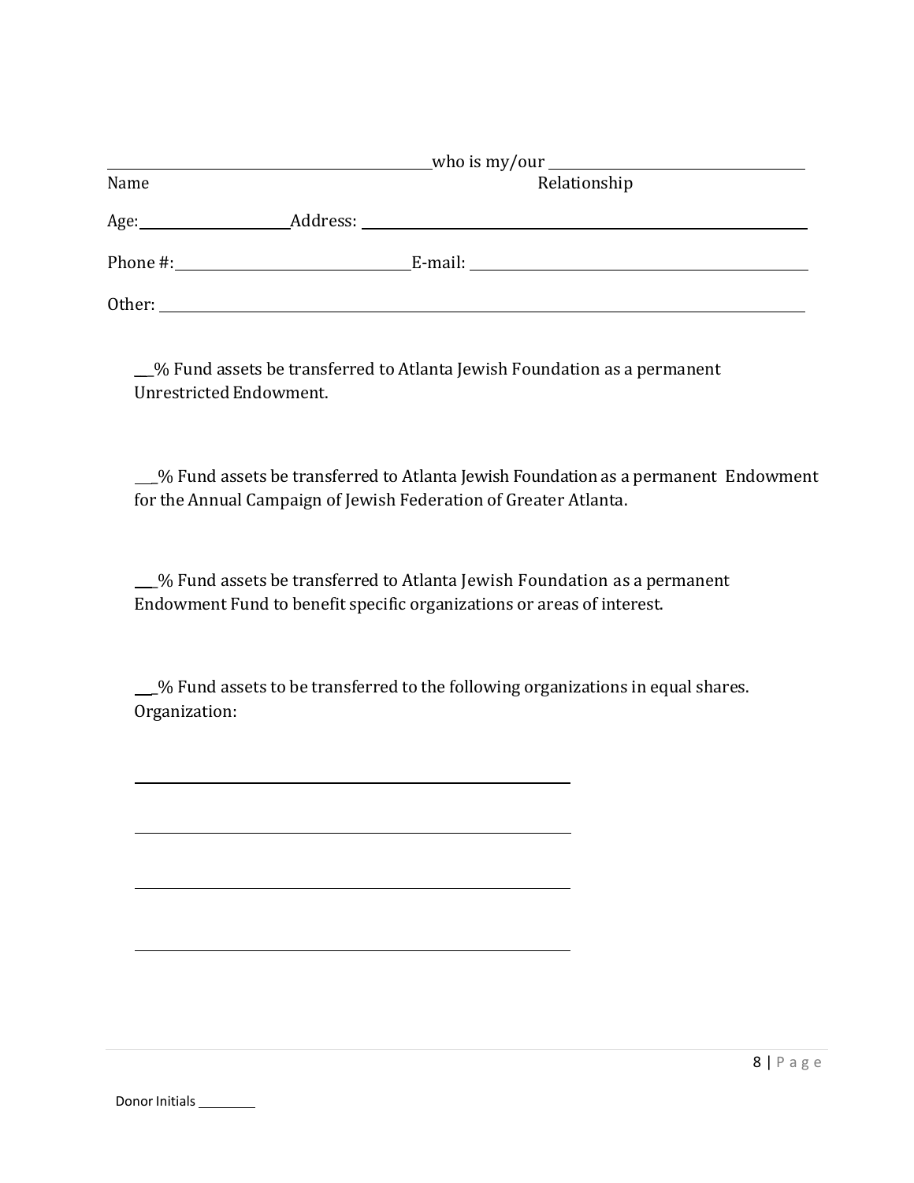\_\_\_\_\_\_\_\_\_\_\_\_\_\_\_\_\_\_\_\_\_\_\_\_\_\_\_\_\_\_\_\_\_\_\_\_ who is my/our \_\_\_\_\_\_\_\_\_\_\_\_\_\_\_\_\_\_\_\_\_\_\_\_\_\_\_\_\_\_
Name Relationship

Age: \_\_\_\_\_\_\_\_\_\_\_\_\_\_\_\_ Address: \_\_\_\_\_\_\_\_\_\_\_\_\_\_\_\_\_\_\_\_\_\_\_\_\_\_\_\_\_\_\_\_\_\_\_\_\_\_\_\_\_\_\_\_

Phone #: \_\_\_\_\_\_\_\_\_\_\_\_\_\_\_\_\_\_\_\_\_\_\_\_\_ E-mail: \_\_\_\_\_\_\_\_\_\_\_\_\_\_\_\_\_\_\_\_\_\_\_\_\_\_\_\_\_\_\_\_\_\_\_\_

Other: \_\_\_\_\_\_\_\_\_\_\_\_\_\_\_\_\_\_\_\_\_\_\_\_\_\_\_\_\_\_\_\_\_\_\_\_\_\_\_\_\_\_\_\_\_\_\_\_\_\_\_\_\_\_\_\_\_\_\_\_\_\_\_\_\_\_\_\_\_\_

\_\_\_% Fund assets be transferred to Atlanta Jewish Foundation as a permanent Unrestricted Endowment.

\_\_\_% Fund assets be transferred to Atlanta Jewish Foundation as a permanent Endowment for the Annual Campaign of Jewish Federation of Greater Atlanta.

\_\_\_% Fund assets be transferred to Atlanta Jewish Foundation as a permanent Endowment Fund to benefit specific organizations or areas of interest.

\_\_\_% Fund assets to be transferred to the following organizations in equal shares.
Organization:

\_\_\_\_\_\_\_\_\_\_\_\_\_\_\_\_\_\_\_\_\_\_\_\_\_\_\_\_\_\_\_\_\_\_\_\_\_\_\_\_\_\_\_\_

\_\_\_\_\_\_\_\_\_\_\_\_\_\_\_\_\_\_\_\_\_\_\_\_\_\_\_\_\_\_\_\_\_\_\_\_\_\_\_\_\_\_\_\_

\_\_\_\_\_\_\_\_\_\_\_\_\_\_\_\_\_\_\_\_\_\_\_\_\_\_\_\_\_\_\_\_\_\_\_\_\_\_\_\_\_\_\_\_

\_\_\_\_\_\_\_\_\_\_\_\_\_\_\_\_\_\_\_\_\_\_\_\_\_\_\_\_\_\_\_\_\_\_\_\_\_\_\_\_\_\_\_\_

Donor Initials \_\_\_\_\_\_\_\_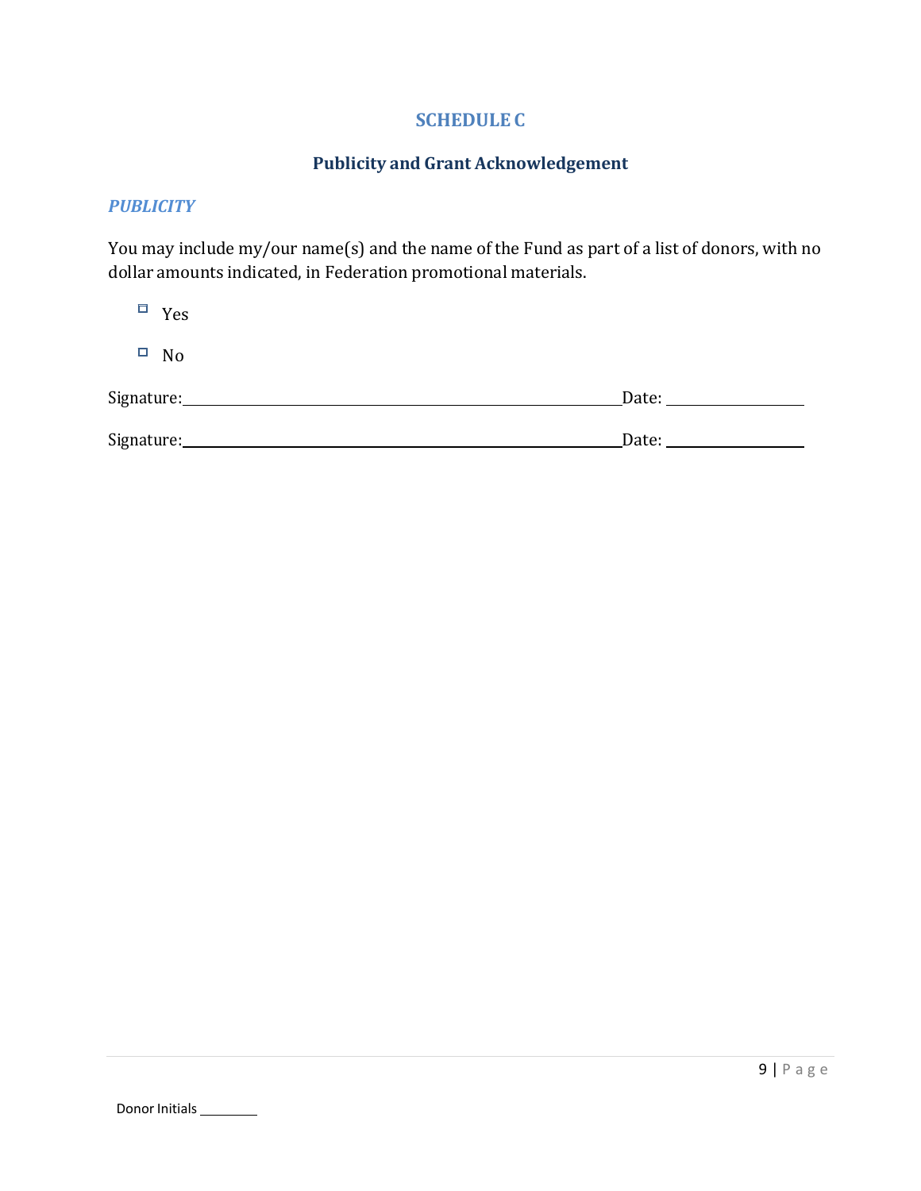# SCHEDULE C

## Publicity and Grant Acknowledgement

### *PUBLICITY*

You may include my/our name(s) and the name of the Fund as part of a list of donors, with no dollar amounts indicated, in Federation promotional materials.

- ☐ Yes
- ☐ No

Signature:\_\_\_\_\_\_\_\_\_\_\_\_\_\_\_\_\_\_\_\_\_\_\_\_\_\_\_\_\_\_\_\_\_\_\_\_\_\_\_\_Date: \_\_\_\_\_\_\_\_\_\_\_\_\_\_

Signature:\_\_\_\_\_\_\_\_\_\_\_\_\_\_\_\_\_\_\_\_\_\_\_\_\_\_\_\_\_\_\_\_\_\_\_\_\_\_\_\_Date: \_\_\_\_\_\_\_\_\_\_\_\_\_\_

Donor Initials \_\_\_\_\_\_\_\_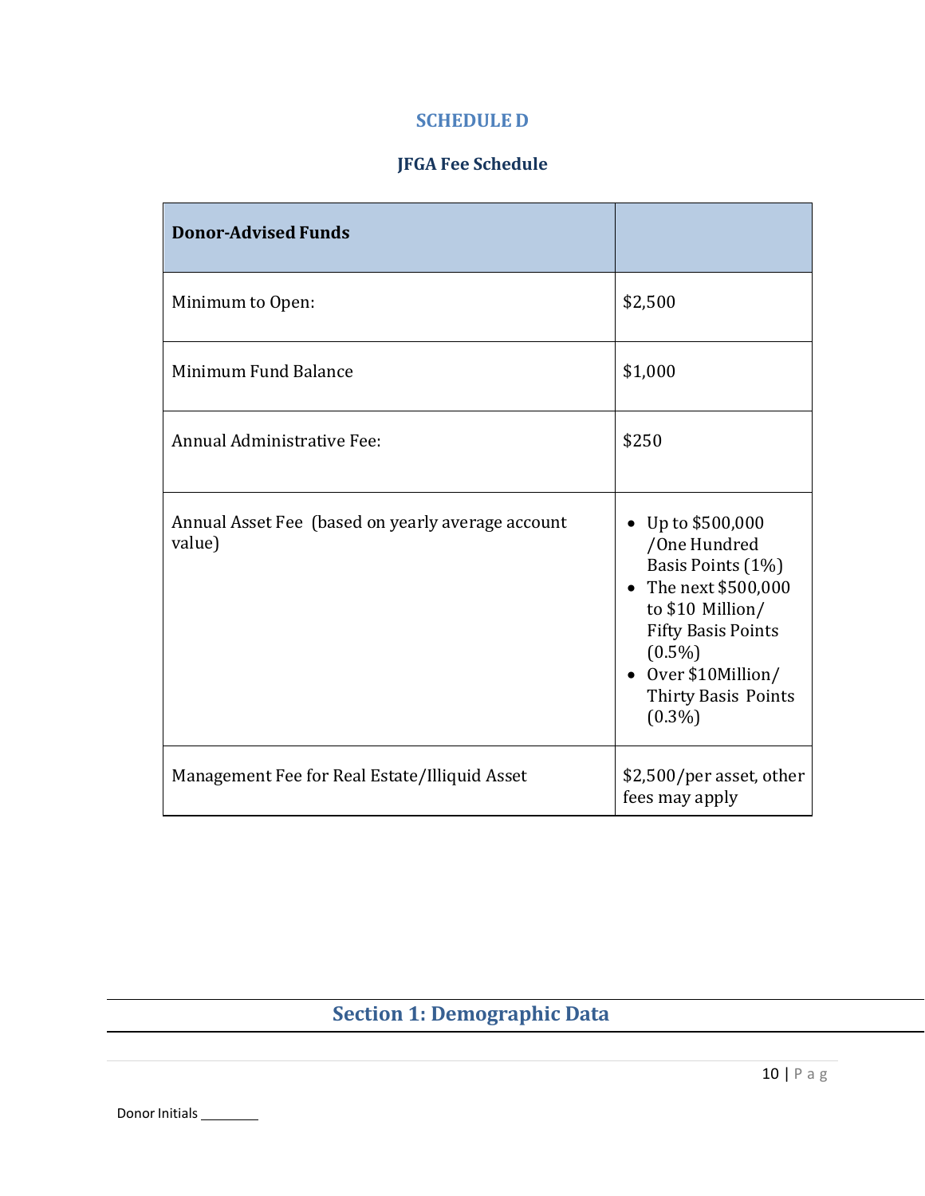## SCHEDULE D

### JFGA Fee Schedule

| Donor-Advised Funds | |
|---|---|
| Minimum to Open: | $2,500 |
| Minimum Fund Balance | $1,000 |
| Annual Administrative Fee: | $250 |
| Annual Asset Fee (based on yearly average account value) | • Up to $500,000 /One Hundred Basis Points (1%)<br>• The next $500,000 to $10 Million/ Fifty Basis Points (0.5%)<br>• Over $10Million/ Thirty Basis Points (0.3%) |
| Management Fee for Real Estate/Illiquid Asset | $2,500/per asset, other fees may apply |

## Section 1: Demographic Data

Donor Initials ________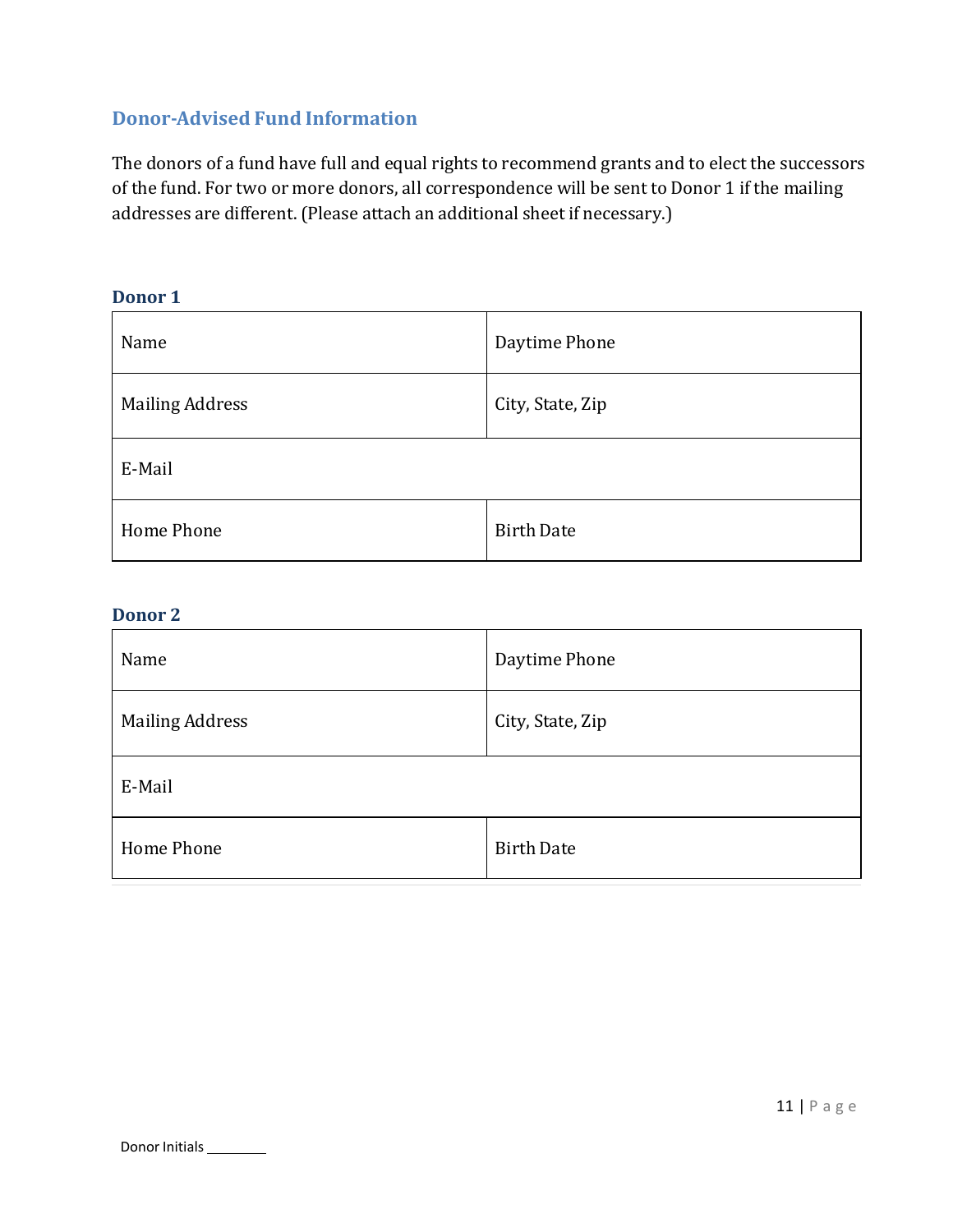## Donor-Advised Fund Information

The donors of a fund have full and equal rights to recommend grants and to elect the successors of the fund. For two or more donors, all correspondence will be sent to Donor 1 if the mailing addresses are different. (Please attach an additional sheet if necessary.)

### Donor 1

| Name | Daytime Phone |
|---|---|
| Mailing Address | City, State, Zip |
| E-Mail | |
| Home Phone | Birth Date |

### Donor 2

| Name | Daytime Phone |
|---|---|
| Mailing Address | City, State, Zip |
| E-Mail | |
| Home Phone | Birth Date |

Donor Initials ________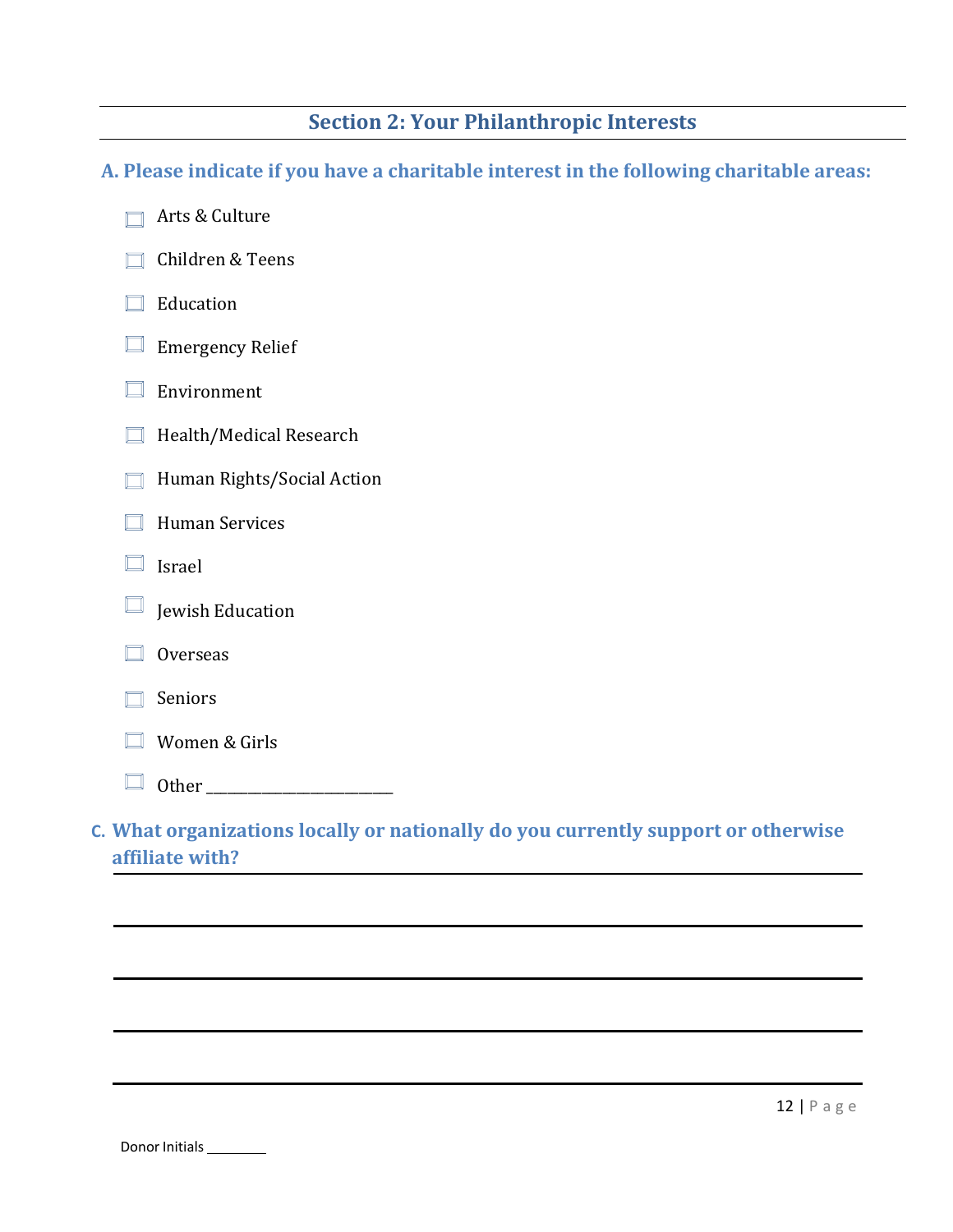## Section 2: Your Philanthropic Interests

### A. Please indicate if you have a charitable interest in the following charitable areas:

- ☐ Arts & Culture
- ☐ Children & Teens
- ☐ Education
- ☐ Emergency Relief
- ☐ Environment
- ☐ Health/Medical Research
- ☐ Human Rights/Social Action
- ☐ Human Services
- ☐ Israel
- ☐ Jewish Education
- ☐ Overseas
- ☐ Seniors
- ☐ Women & Girls
- ☐ Other ________________________

### C. What organizations locally or nationally do you currently support or otherwise affiliate with?

______________________________________________________________________

______________________________________________________________________

______________________________________________________________________

______________________________________________________________________

______________________________________________________________________

Donor Initials ________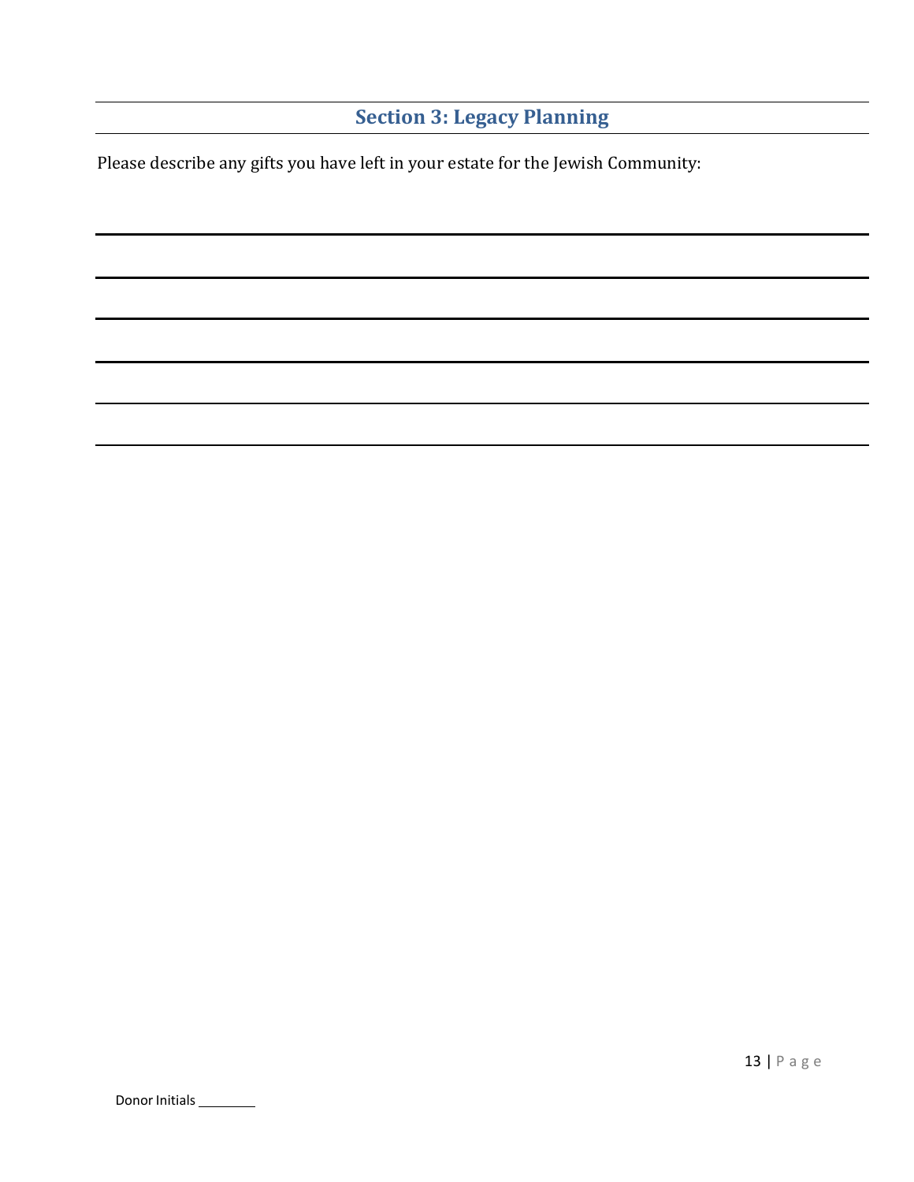## Section 3: Legacy Planning

Please describe any gifts you have left in your estate for the Jewish Community:

\_\_\_\_\_\_\_\_\_\_\_\_\_\_\_\_\_\_\_\_\_\_\_\_\_\_\_\_\_\_\_\_\_\_\_\_\_\_\_\_\_\_\_\_\_\_\_\_\_\_\_\_\_\_\_\_\_\_\_\_\_\_\_\_\_\_\_\_\_\_

\_\_\_\_\_\_\_\_\_\_\_\_\_\_\_\_\_\_\_\_\_\_\_\_\_\_\_\_\_\_\_\_\_\_\_\_\_\_\_\_\_\_\_\_\_\_\_\_\_\_\_\_\_\_\_\_\_\_\_\_\_\_\_\_\_\_\_\_\_\_

\_\_\_\_\_\_\_\_\_\_\_\_\_\_\_\_\_\_\_\_\_\_\_\_\_\_\_\_\_\_\_\_\_\_\_\_\_\_\_\_\_\_\_\_\_\_\_\_\_\_\_\_\_\_\_\_\_\_\_\_\_\_\_\_\_\_\_\_\_\_

\_\_\_\_\_\_\_\_\_\_\_\_\_\_\_\_\_\_\_\_\_\_\_\_\_\_\_\_\_\_\_\_\_\_\_\_\_\_\_\_\_\_\_\_\_\_\_\_\_\_\_\_\_\_\_\_\_\_\_\_\_\_\_\_\_\_\_\_\_\_

\_\_\_\_\_\_\_\_\_\_\_\_\_\_\_\_\_\_\_\_\_\_\_\_\_\_\_\_\_\_\_\_\_\_\_\_\_\_\_\_\_\_\_\_\_\_\_\_\_\_\_\_\_\_\_\_\_\_\_\_\_\_\_\_\_\_\_\_\_\_

\_\_\_\_\_\_\_\_\_\_\_\_\_\_\_\_\_\_\_\_\_\_\_\_\_\_\_\_\_\_\_\_\_\_\_\_\_\_\_\_\_\_\_\_\_\_\_\_\_\_\_\_\_\_\_\_\_\_\_\_\_\_\_\_\_\_\_\_\_\_

Donor Initials \_\_\_\_\_\_\_\_